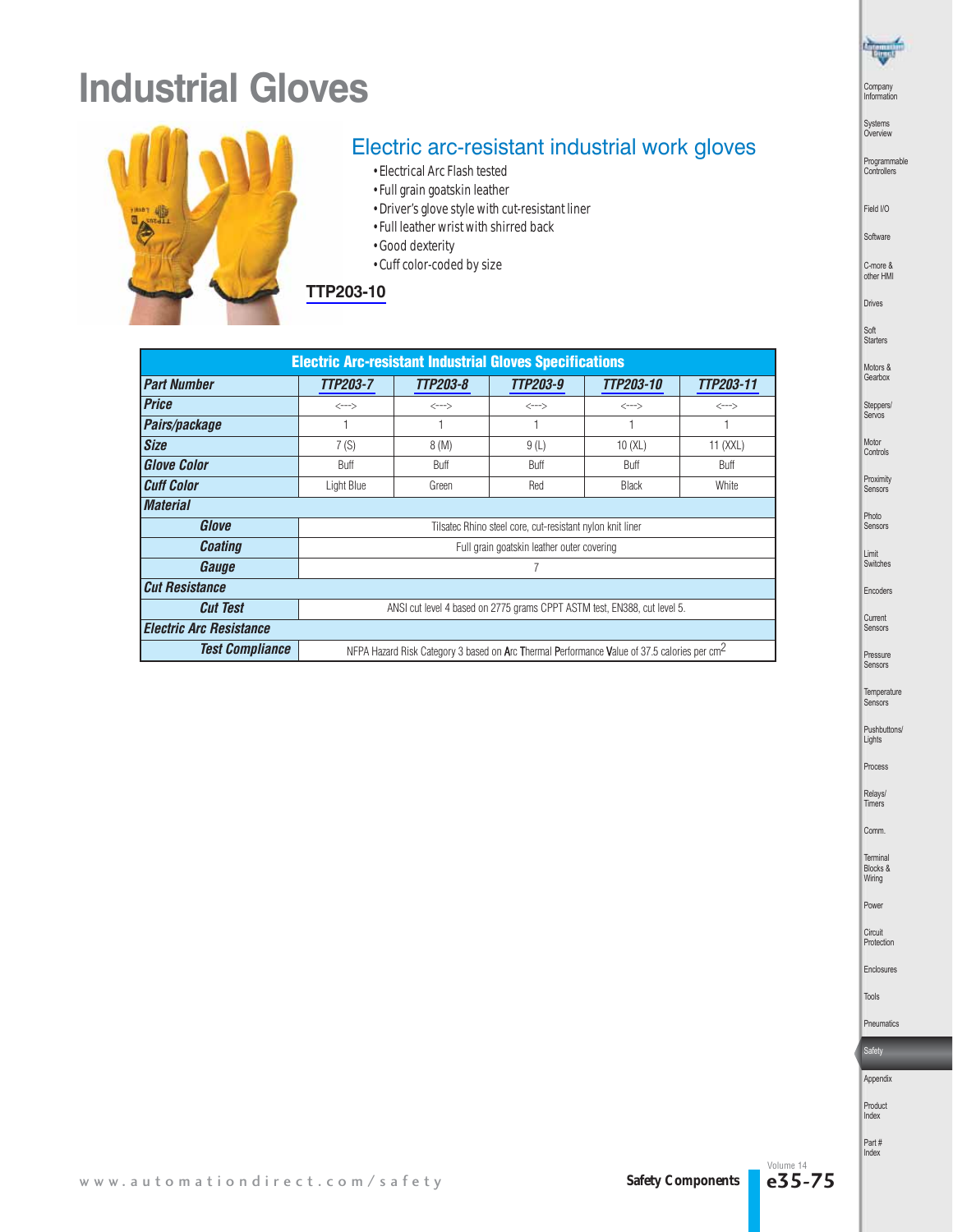# Industrial Gloves

## Electric arc-resistant industrial work gloves

- Electrical Arc Flash tested
- Full grain goatskin leather
- Driver's glove style with cut-resistant liner
- Full leather wrist with shirred back
- Good dexterity
- Cuff color-coded by size

**TTP203-10**

| Electric Arc-resistant Industrial Gloves Specifications | | | | | |
|---|---|---|---|---|---|
| **Part Number** | TTP203-7 | TTP203-8 | TTP203-9 | TTP203-10 | TTP203-11 |
| **Price** | <---> | <---> | <---> | <---> | <---> |
| **Pairs/package** | 1 | 1 | 1 | 1 | 1 |
| **Size** | 7 (S) | 8 (M) | 9 (L) | 10 (XL) | 11 (XXL) |
| **Glove Color** | Buff | Buff | Buff | Buff | Buff |
| **Cuff Color** | Light Blue | Green | Red | Black | White |
| **Material** | | | | | |
| **Glove** | Tilsatec Rhino steel core, cut-resistant nylon knit liner | | | | |
| **Coating** | Full grain goatskin leather outer covering | | | | |
| **Gauge** | 7 | | | | |
| **Cut Resistance** | | | | | |
| **Cut Test** | ANSI cut level 4 based on 2775 grams CPPT ASTM test, EN388, cut level 5. | | | | |
| **Electric Arc Resistance** | | | | | |
| **Test Compliance** | NFPA Hazard Risk Category 3 based on Arc Thermal Performance Value of 37.5 calories per $cm^2$ | | | | |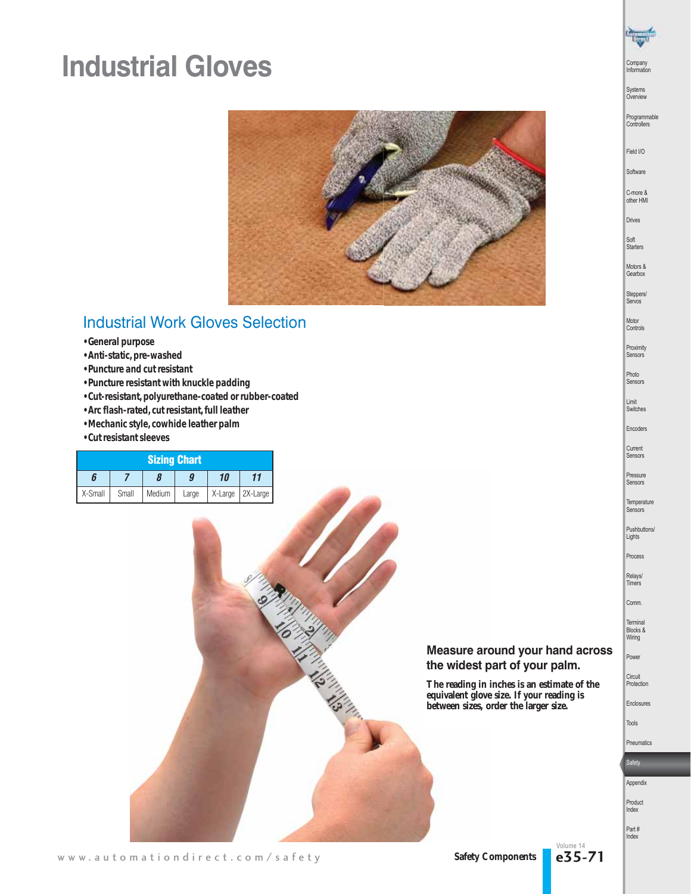# Industrial Gloves

## Industrial Work Gloves Selection

- **General purpose**
- **Anti-static, pre-washed**
- **Puncture and cut resistant**
- **Puncture resistant with knuckle padding**
- **Cut-resistant, polyurethane-coated or rubber-coated**
- **Arc flash-rated, cut resistant, full leather**
- **Mechanic style, cowhide leather palm**
- **Cut resistant sleeves**

| Sizing Chart | | | | | |
|---|---|---|---|---|---|
| 6 | 7 | 8 | 9 | 10 | 11 |
| X-Small | Small | Medium | Large | X-Large | 2X-Large |

**Measure around your hand across the widest part of your palm.**

**The reading in inches is an estimate of the equivalent glove size. If your reading is between sizes, order the larger size.**